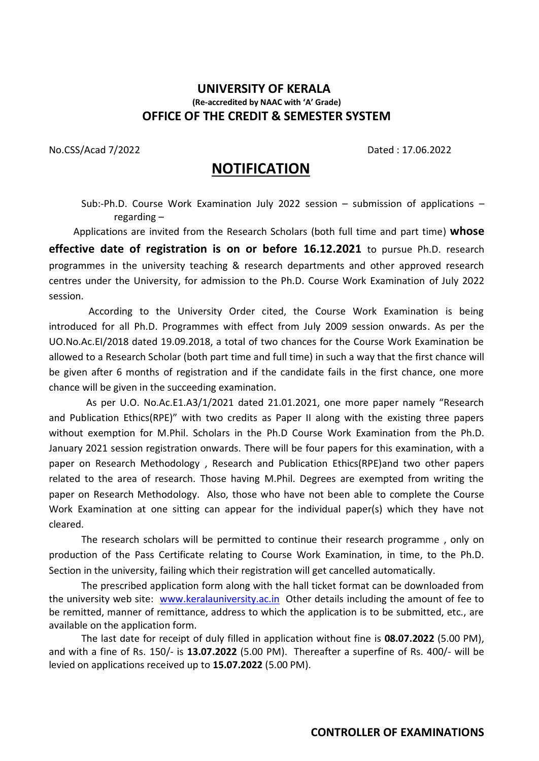# UNIVERSITY OF KERALA

**(Re-accredited by NAAC with 'A' Grade)**

## OFFICE OF THE CREDIT & SEMESTER SYSTEM

No.CSS/Acad 7/2022 Dated : 17.06.2022

# NOTIFICATION

Sub:-Ph.D. Course Work Examination July 2022 session – submission of applications – regarding –

Applications are invited from the Research Scholars (both full time and part time) **whose effective date of registration is on or before 16.12.2021** to pursue Ph.D. research programmes in the university teaching & research departments and other approved research centres under the University, for admission to the Ph.D. Course Work Examination of July 2022 session.

According to the University Order cited, the Course Work Examination is being introduced for all Ph.D. Programmes with effect from July 2009 session onwards. As per the UO.No.Ac.EI/2018 dated 19.09.2018, a total of two chances for the Course Work Examination be allowed to a Research Scholar (both part time and full time) in such a way that the first chance will be given after 6 months of registration and if the candidate fails in the first chance, one more chance will be given in the succeeding examination.

As per U.O. No.Ac.E1.A3/1/2021 dated 21.01.2021, one more paper namely "Research and Publication Ethics(RPE)" with two credits as Paper II along with the existing three papers without exemption for M.Phil. Scholars in the Ph.D Course Work Examination from the Ph.D. January 2021 session registration onwards. There will be four papers for this examination, with a paper on Research Methodology , Research and Publication Ethics(RPE)and two other papers related to the area of research. Those having M.Phil. Degrees are exempted from writing the paper on Research Methodology. Also, those who have not been able to complete the Course Work Examination at one sitting can appear for the individual paper(s) which they have not cleared.

The research scholars will be permitted to continue their research programme , only on production of the Pass Certificate relating to Course Work Examination, in time, to the Ph.D. Section in the university, failing which their registration will get cancelled automatically.

The prescribed application form along with the hall ticket format can be downloaded from the university web site: www.keralauniversity.ac.in Other details including the amount of fee to be remitted, manner of remittance, address to which the application is to be submitted, etc., are available on the application form.

The last date for receipt of duly filled in application without fine is **08.07.2022** (5.00 PM), and with a fine of Rs. 150/- is **13.07.2022** (5.00 PM). Thereafter a superfine of Rs. 400/- will be levied on applications received up to **15.07.2022** (5.00 PM).

**CONTROLLER OF EXAMINATIONS**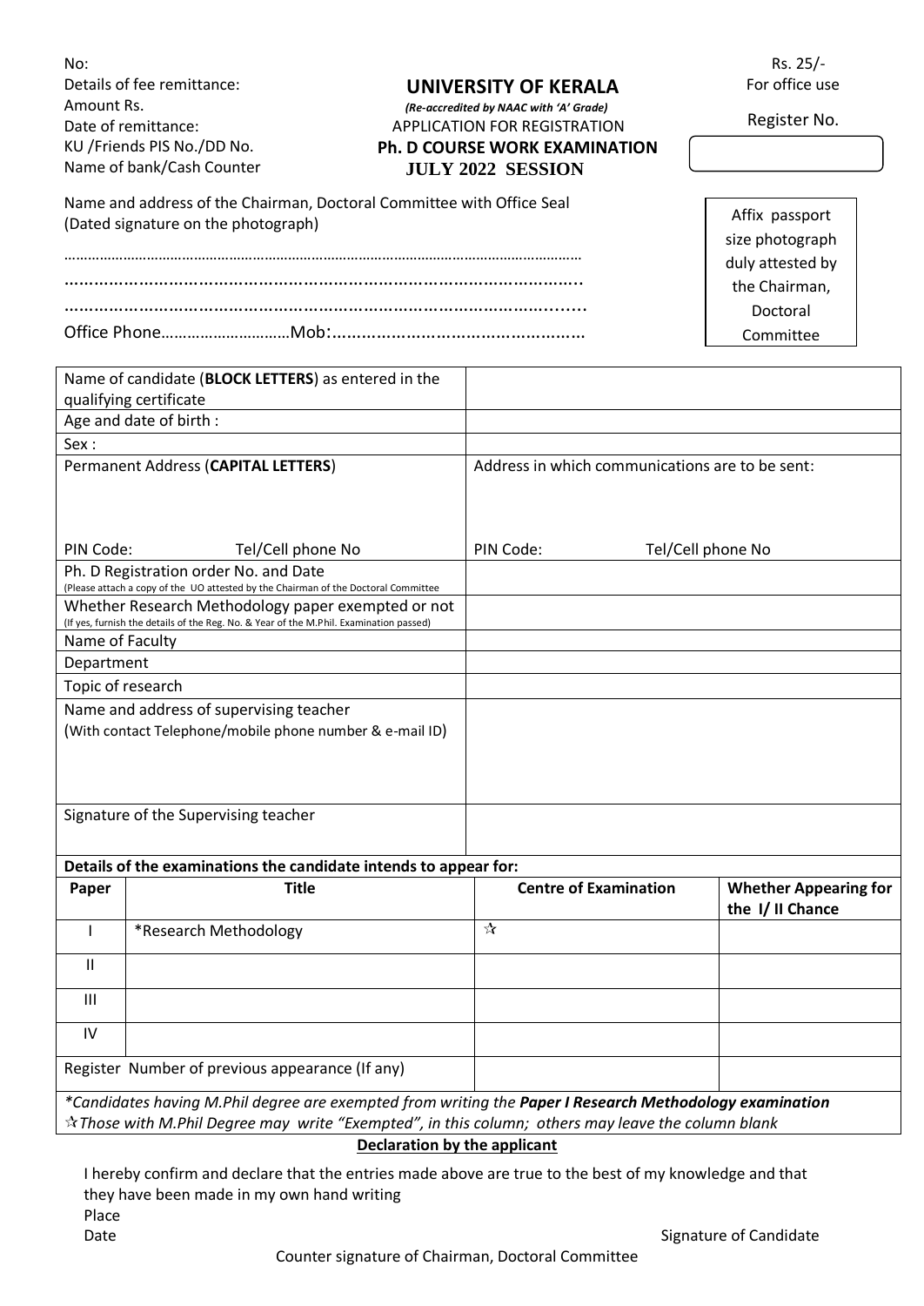No:
Details of fee remittance:
Amount Rs.
Date of remittance:
KU /Friends PIS No./DD No.
Name of bank/Cash Counter

# UNIVERSITY OF KERALA

*(Re-accredited by NAAC with 'A' Grade)*

APPLICATION FOR REGISTRATION

**Ph. D COURSE WORK EXAMINATION**

**JULY 2022 SESSION**

Rs. 25/-
For office use

Register No.

Name and address of the Chairman, Doctoral Committee with Office Seal
(Dated signature on the photograph)

……………………………………………………………………………………………………………

…………………………………………………………………………………………..

…………………………………………………………………………………………....

Office Phone…………………………Mob:……………………………………………

Affix passport size photograph duly attested by the Chairman, Doctoral Committee

| | |
|---|---|
| Name of candidate (**BLOCK LETTERS**) as entered in the qualifying certificate | |
| Age and date of birth : | |
| Sex : | |
| Permanent Address (**CAPITAL LETTERS**)<br><br>PIN Code: Tel/Cell phone No | Address in which communications are to be sent:<br><br>PIN Code: Tel/Cell phone No |
| Ph. D Registration order No. and Date<br>(Please attach a copy of the UO attested by the Chairman of the Doctoral Committee | |
| Whether Research Methodology paper exempted or not<br>(If yes, furnish the details of the Reg. No. & Year of the M.Phil. Examination passed) | |
| Name of Faculty | |
| Department | |
| Topic of research | |
| Name and address of supervising teacher<br>(With contact Telephone/mobile phone number & e-mail ID) | |
| Signature of the Supervising teacher | |

**Details of the examinations the candidate intends to appear for:**

| Paper | Title | Centre of Examination | Whether Appearing for the I/ II Chance |
|---|---|---|---|
| I | *Research Methodology | ☆ | |
| II | | | |
| III | | | |
| IV | | | |
| Register Number of previous appearance (If any) | | | |

*\*Candidates having M.Phil degree are exempted from writing the **Paper I Research Methodology examination***

*☆Those with M.Phil Degree may write "Exempted", in this column; others may leave the column blank*

**Declaration by the applicant**

I hereby confirm and declare that the entries made above are true to the best of my knowledge and that they have been made in my own hand writing

Place

Date

Signature of Candidate

Counter signature of Chairman, Doctoral Committee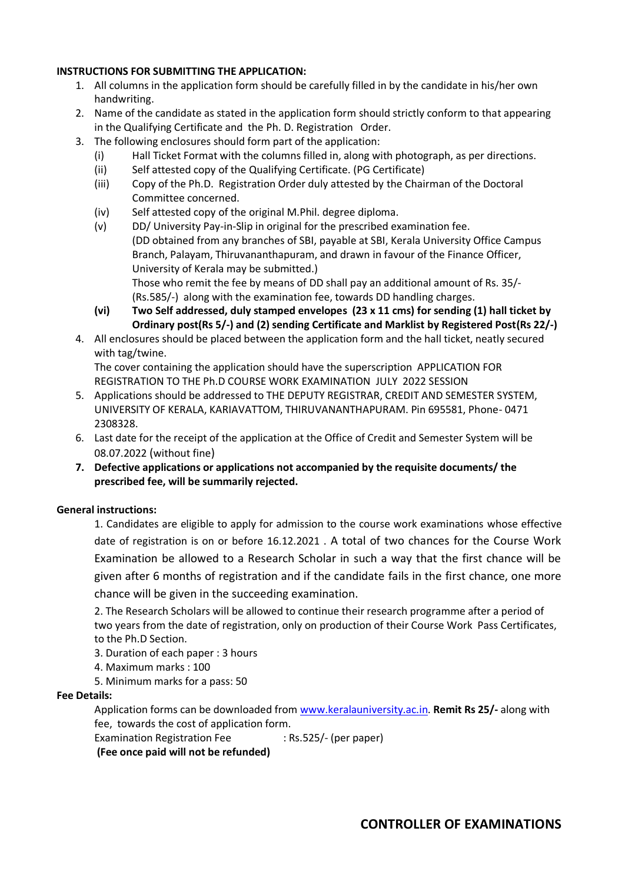**INSTRUCTIONS FOR SUBMITTING THE APPLICATION:**

1. All columns in the application form should be carefully filled in by the candidate in his/her own handwriting.
2. Name of the candidate as stated in the application form should strictly conform to that appearing in the Qualifying Certificate and the Ph. D. Registration Order.
3. The following enclosures should form part of the application:
   - (i) Hall Ticket Format with the columns filled in, along with photograph, as per directions.
   - (ii) Self attested copy of the Qualifying Certificate. (PG Certificate)
   - (iii) Copy of the Ph.D. Registration Order duly attested by the Chairman of the Doctoral Committee concerned.
   - (iv) Self attested copy of the original M.Phil. degree diploma.
   - (v) DD/ University Pay-in-Slip in original for the prescribed examination fee. (DD obtained from any branches of SBI, payable at SBI, Kerala University Office Campus Branch, Palayam, Thiruvananthapuram, and drawn in favour of the Finance Officer, University of Kerala may be submitted.) Those who remit the fee by means of DD shall pay an additional amount of Rs. 35/- (Rs.585/-) along with the examination fee, towards DD handling charges.
   - **(vi) Two Self addressed, duly stamped envelopes (23 x 11 cms) for sending (1) hall ticket by Ordinary post(Rs 5/-) and (2) sending Certificate and Marklist by Registered Post(Rs 22/-)**
4. All enclosures should be placed between the application form and the hall ticket, neatly secured with tag/twine.
   The cover containing the application should have the superscription APPLICATION FOR REGISTRATION TO THE Ph.D COURSE WORK EXAMINATION JULY 2022 SESSION
5. Applications should be addressed to THE DEPUTY REGISTRAR, CREDIT AND SEMESTER SYSTEM, UNIVERSITY OF KERALA, KARIAVATTOM, THIRUVANANTHAPURAM. Pin 695581, Phone- 0471 2308328.
6. Last date for the receipt of the application at the Office of Credit and Semester System will be 08.07.2022 (without fine)
7. **Defective applications or applications not accompanied by the requisite documents/ the prescribed fee, will be summarily rejected.**

**General instructions:**

1. Candidates are eligible to apply for admission to the course work examinations whose effective date of registration is on or before 16.12.2021 . A total of two chances for the Course Work Examination be allowed to a Research Scholar in such a way that the first chance will be given after 6 months of registration and if the candidate fails in the first chance, one more chance will be given in the succeeding examination.
2. The Research Scholars will be allowed to continue their research programme after a period of two years from the date of registration, only on production of their Course Work Pass Certificates, to the Ph.D Section.
3. Duration of each paper : 3 hours
4. Maximum marks : 100
5. Minimum marks for a pass: 50

**Fee Details:**

Application forms can be downloaded from www.keralauniversity.ac.in. **Remit Rs 25/-** along with fee, towards the cost of application form.

Examination Registration Fee : Rs.525/- (per paper)

**(Fee once paid will not be refunded)**

**CONTROLLER OF EXAMINATIONS**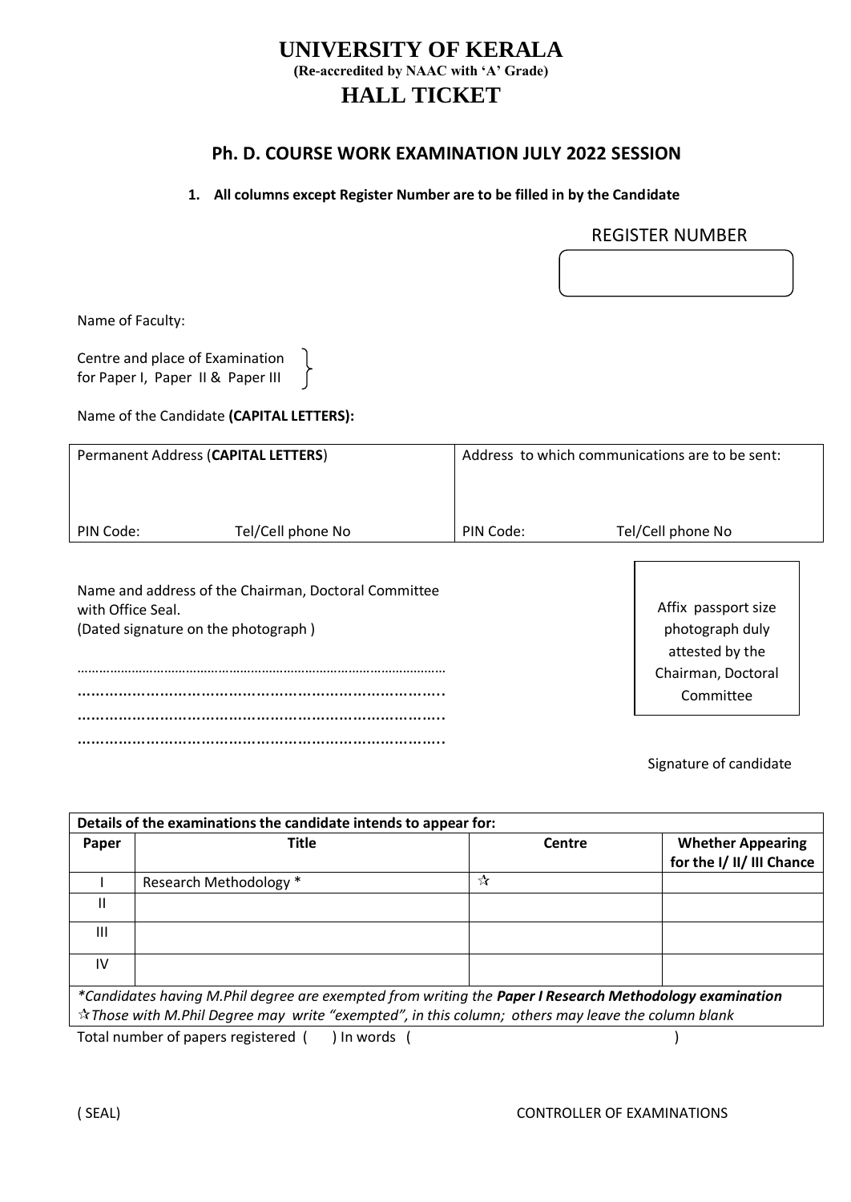# UNIVERSITY OF KERALA

**(Re-accredited by NAAC with 'A' Grade)**

## HALL TICKET

### Ph. D. COURSE WORK EXAMINATION JULY 2022 SESSION

**1. All columns except Register Number are to be filled in by the Candidate**

REGISTER NUMBER

Name of Faculty:

Centre and place of Examination for Paper I, Paper II & Paper III

Name of the Candidate **(CAPITAL LETTERS):**

| Permanent Address (**CAPITAL LETTERS**) | Address to which communications are to be sent: |
|---|---|
| PIN Code: Tel/Cell phone No | PIN Code: Tel/Cell phone No |

Name and address of the Chairman, Doctoral Committee with Office Seal.
(Dated signature on the photograph )

…………………………………………………………………………………………
…………………………………………………………………………..
…………………………………………………………………………..
…………………………………………………………………………..

Affix passport size photograph duly attested by the Chairman, Doctoral Committee

Signature of candidate

| Details of the examinations the candidate intends to appear for: | | | |
|---|---|---|---|
| **Paper** | **Title** | **Centre** | **Whether Appearing for the I/ II/ III Chance** |
| I | Research Methodology * | ☆ | |
| II | | | |
| III | | | |
| IV | | | |

*\*Candidates having M.Phil degree are exempted from writing the **Paper I Research Methodology examination***
*☆Those with M.Phil Degree may write "exempted", in this column; others may leave the column blank*

Total number of papers registered ( ) In words ( )

( SEAL) CONTROLLER OF EXAMINATIONS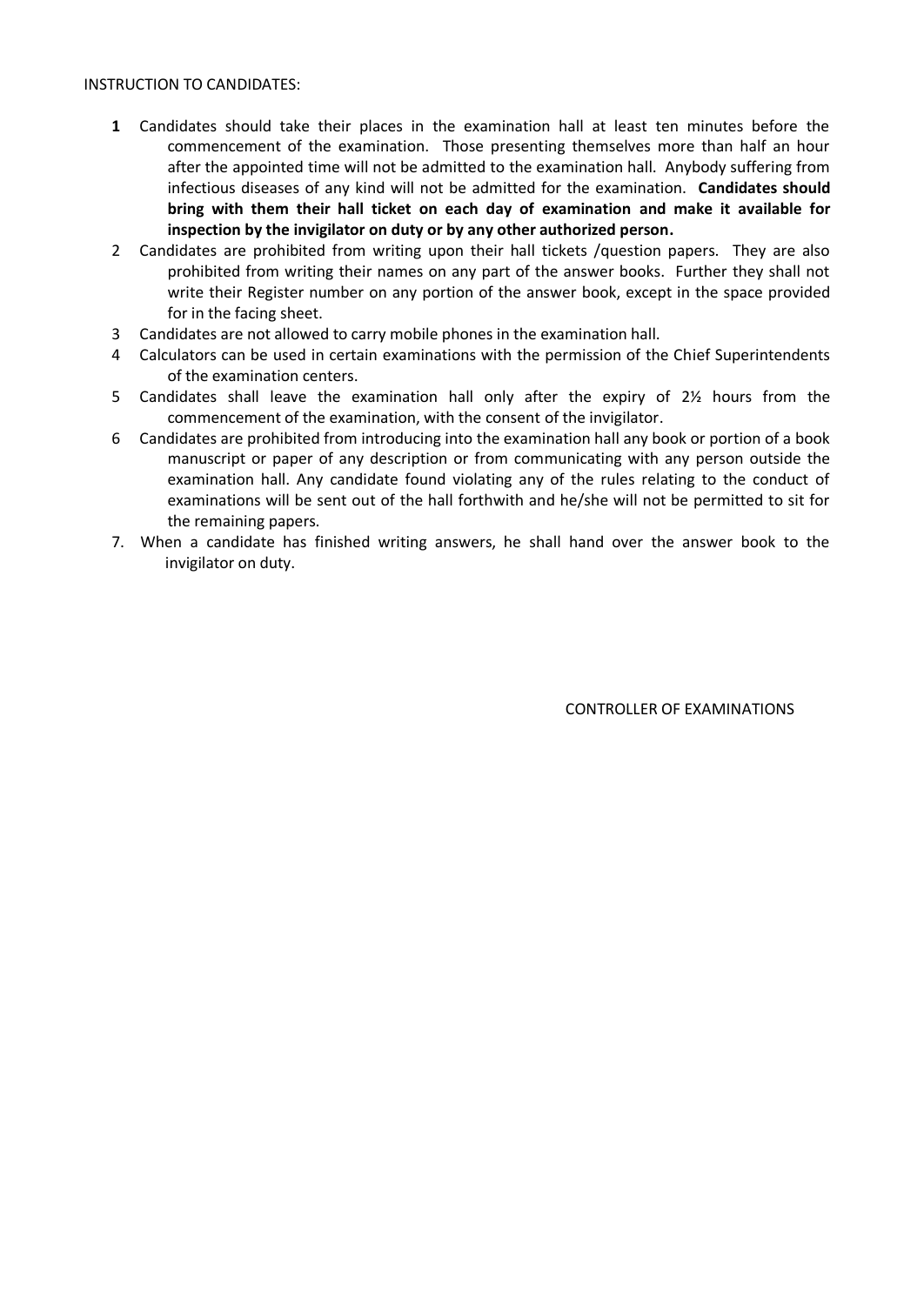INSTRUCTION TO CANDIDATES:

1. Candidates should take their places in the examination hall at least ten minutes before the commencement of the examination. Those presenting themselves more than half an hour after the appointed time will not be admitted to the examination hall. Anybody suffering from infectious diseases of any kind will not be admitted for the examination. **Candidates should bring with them their hall ticket on each day of examination and make it available for inspection by the invigilator on duty or by any other authorized person.**
2. Candidates are prohibited from writing upon their hall tickets /question papers. They are also prohibited from writing their names on any part of the answer books. Further they shall not write their Register number on any portion of the answer book, except in the space provided for in the facing sheet.
3. Candidates are not allowed to carry mobile phones in the examination hall.
4. Calculators can be used in certain examinations with the permission of the Chief Superintendents of the examination centers.
5. Candidates shall leave the examination hall only after the expiry of 2½ hours from the commencement of the examination, with the consent of the invigilator.
6. Candidates are prohibited from introducing into the examination hall any book or portion of a book manuscript or paper of any description or from communicating with any person outside the examination hall. Any candidate found violating any of the rules relating to the conduct of examinations will be sent out of the hall forthwith and he/she will not be permitted to sit for the remaining papers.
7. When a candidate has finished writing answers, he shall hand over the answer book to the invigilator on duty.

CONTROLLER OF EXAMINATIONS